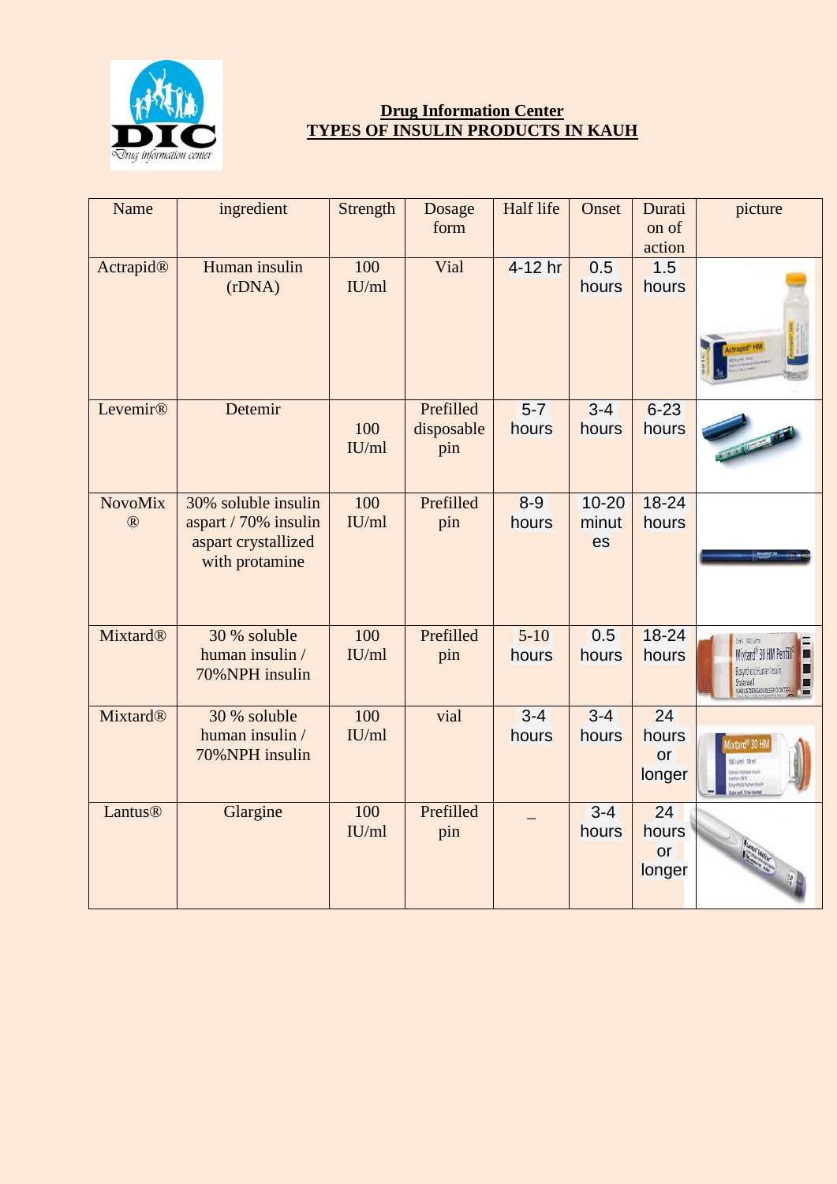**Drug Information Center**
**TYPES OF INSULIN PRODUCTS IN KAUH**

| Name | ingredient | Strength | Dosage form | Half life | Onset | Duration of action | picture |
|---|---|---|---|---|---|---|---|
| Actrapid® | Human insulin (rDNA) | 100 IU/ml | Vial | 4-12 hr | 0.5 hours | 1.5 hours | |
| Levemir® | Detemir | 100 IU/ml | Prefilled disposable pin | 5-7 hours | 3-4 hours | 6-23 hours | |
| NovoMix ® | 30% soluble insulin aspart / 70% insulin aspart crystallized with protamine | 100 IU/ml | Prefilled pin | 8-9 hours | 10-20 minutes | 18-24 hours | |
| Mixtard® | 30 % soluble human insulin / 70%NPH insulin | 100 IU/ml | Prefilled pin | 5-10 hours | 0.5 hours | 18-24 hours | |
| Mixtard® | 30 % soluble human insulin / 70%NPH insulin | 100 IU/ml | vial | 3-4 hours | 3-4 hours | 24 hours or longer | |
| Lantus® | Glargine | 100 IU/ml | Prefilled pin | _ | 3-4 hours | 24 hours or longer | |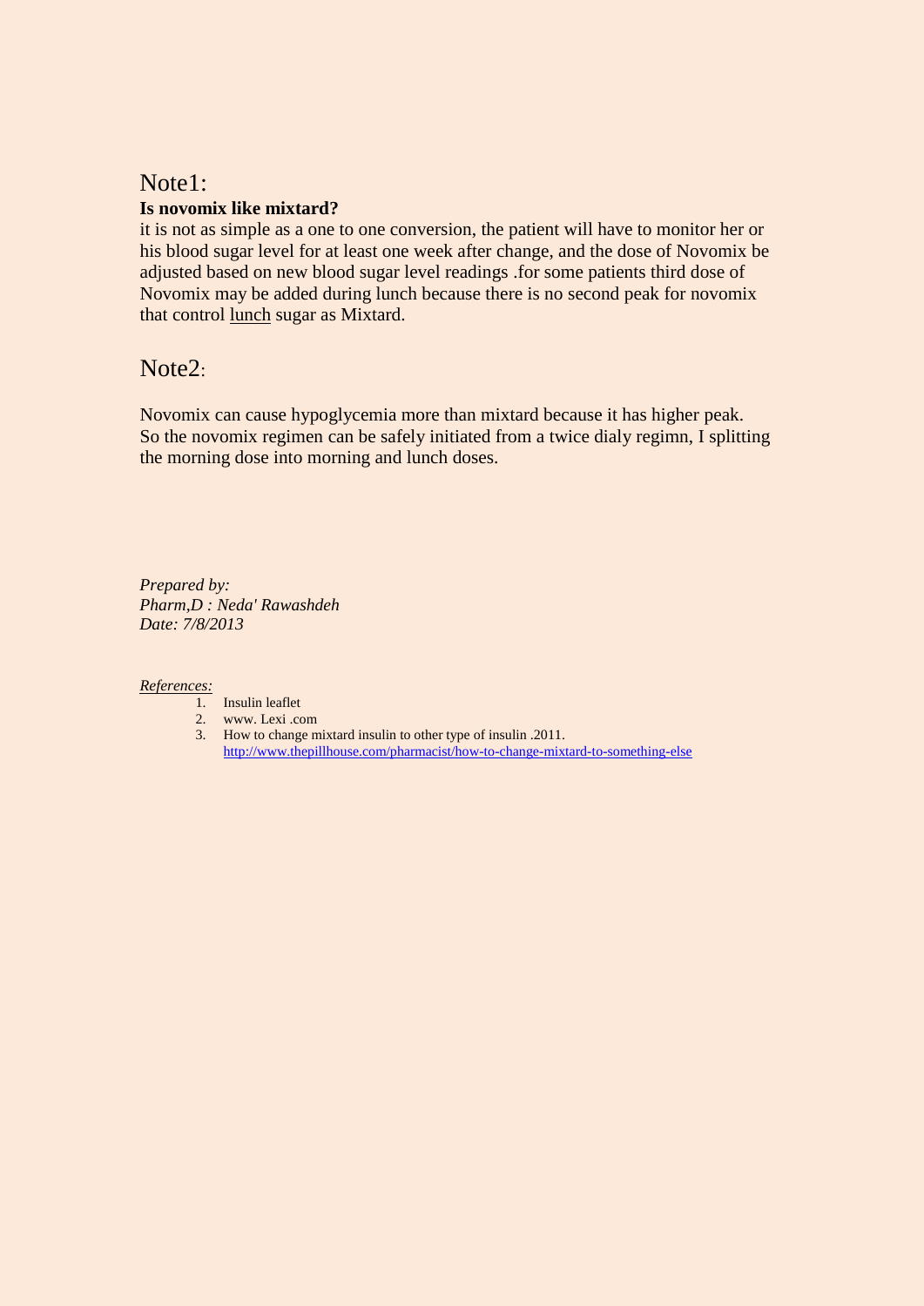## Note1:

**Is novomix like mixtard?**

it is not as simple as a one to one conversion, the patient will have to monitor her or his blood sugar level for at least one week after change, and the dose of Novomix be adjusted based on new blood sugar level readings .for some patients third dose of Novomix may be added during lunch because there is no second peak for novomix that control lunch sugar as Mixtard.

## Note2:

Novomix can cause hypoglycemia more than mixtard because it has higher peak. So the novomix regimen can be safely initiated from a twice dialy regimn, I splitting the morning dose into morning and lunch doses.

*Prepared by:*
*Pharm,D : Neda' Rawashdeh*
*Date: 7/8/2013*

*References:*

1. Insulin leaflet
2. www. Lexi .com
3. How to change mixtard insulin to other type of insulin .2011. http://www.thepillhouse.com/pharmacist/how-to-change-mixtard-to-something-else